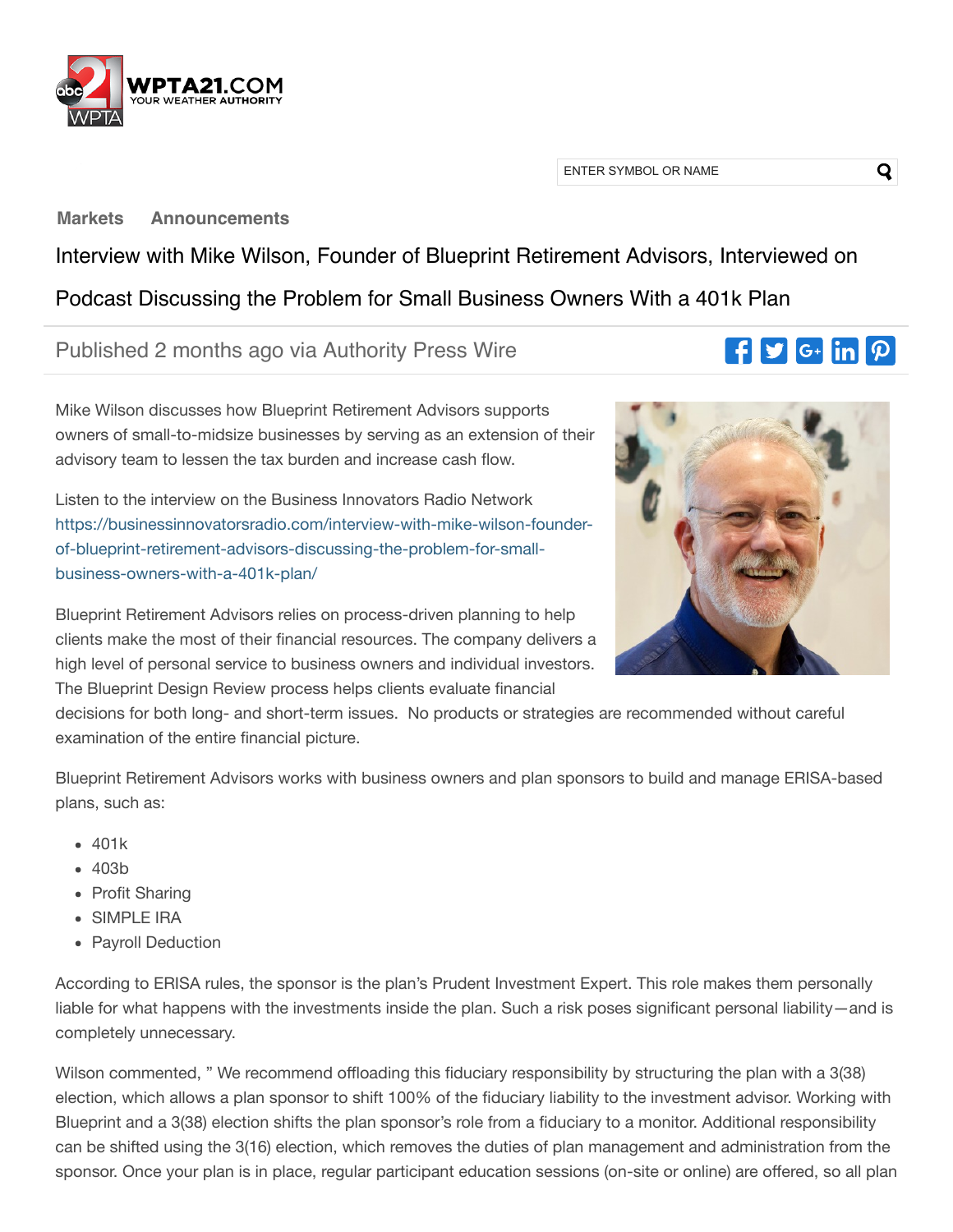Markets Announcements

# Interview with Mike Wilson, Founder of Blueprint Retirement Advisors, Interviewed on Podcast Discussing the Problem for Small Business Owners With a 401k Plan

Published 2 months ago via Authority Press Wire

Mike Wilson discusses how Blueprint Retirement Advisors supports owners of small-to-midsize businesses by serving as an extension of their advisory team to lessen the tax burden and increase cash flow.

Listen to the interview on the Business Innovators Radio Network https://businessinnovatorsradio.com/interview-with-mike-wilson-founder-of-blueprint-retirement-advisors-discussing-the-problem-for-small-business-owners-with-a-401k-plan/

Blueprint Retirement Advisors relies on process-driven planning to help clients make the most of their financial resources. The company delivers a high level of personal service to business owners and individual investors. The Blueprint Design Review process helps clients evaluate financial decisions for both long- and short-term issues. No products or strategies are recommended without careful examination of the entire financial picture.

Blueprint Retirement Advisors works with business owners and plan sponsors to build and manage ERISA-based plans, such as:

- 401k
- 403b
- Profit Sharing
- SIMPLE IRA
- Payroll Deduction

According to ERISA rules, the sponsor is the plan's Prudent Investment Expert. This role makes them personally liable for what happens with the investments inside the plan. Such a risk poses significant personal liability—and is completely unnecessary.

Wilson commented, " We recommend offloading this fiduciary responsibility by structuring the plan with a 3(38) election, which allows a plan sponsor to shift 100% of the fiduciary liability to the investment advisor. Working with Blueprint and a 3(38) election shifts the plan sponsor's role from a fiduciary to a monitor. Additional responsibility can be shifted using the 3(16) election, which removes the duties of plan management and administration from the sponsor. Once your plan is in place, regular participant education sessions (on-site or online) are offered, so all plan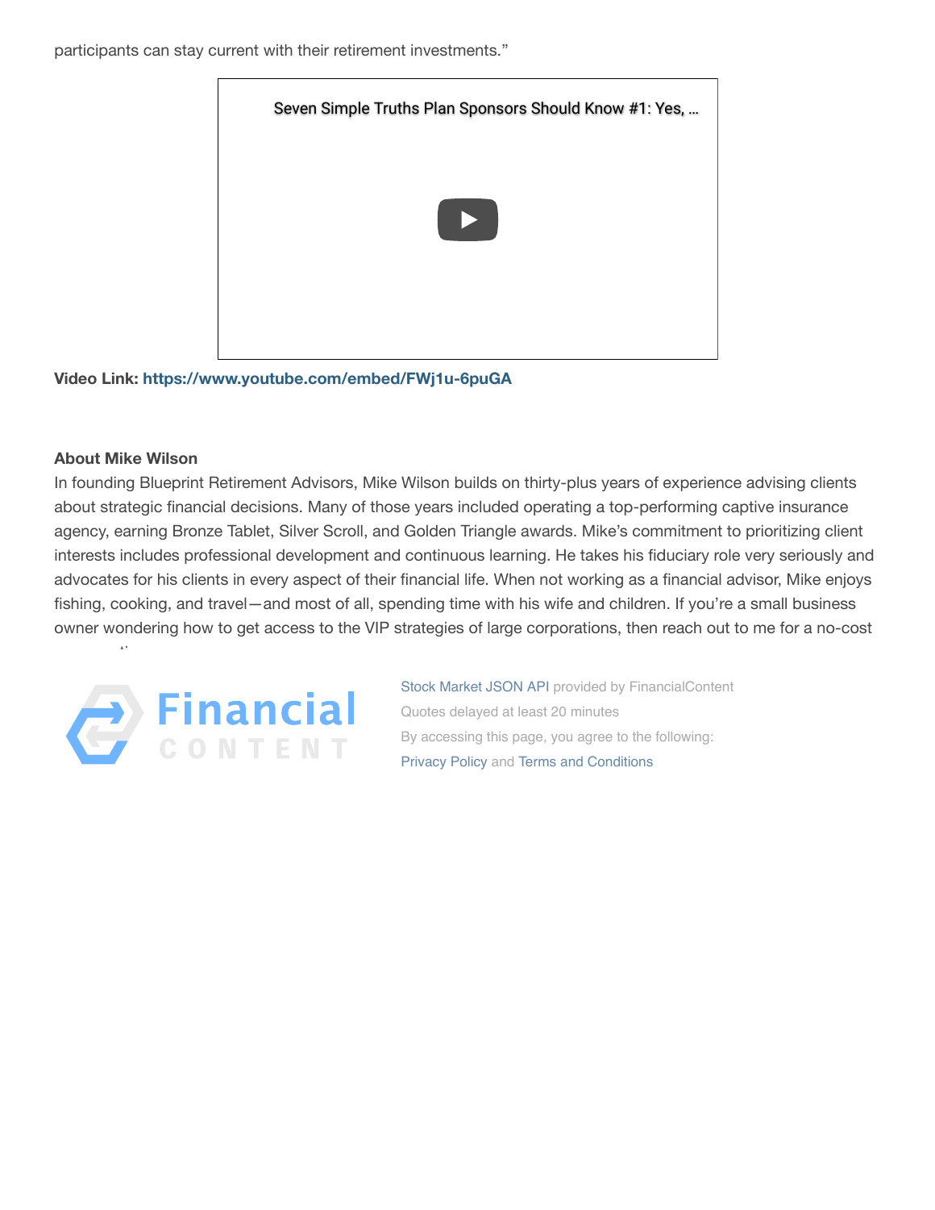participants can stay current with their retirement investments."

Seven Simple Truths Plan Sponsors Should Know #1: Yes, ...

**Video Link: https://www.youtube.com/embed/FWj1u-6puGA**

**About Mike Wilson**

In founding Blueprint Retirement Advisors, Mike Wilson builds on thirty-plus years of experience advising clients about strategic financial decisions. Many of those years included operating a top-performing captive insurance agency, earning Bronze Tablet, Silver Scroll, and Golden Triangle awards. Mike's commitment to prioritizing client interests includes professional development and continuous learning. He takes his fiduciary role very seriously and advocates for his clients in every aspect of their financial life. When not working as a financial advisor, Mike enjoys fishing, cooking, and travel—and most of all, spending time with his wife and children. If you're a small business owner wondering how to get access to the VIP strategies of large corporations, then reach out to me for a no-cost

Financial CONTENT

Stock Market JSON API provided by FinancialContent
Quotes delayed at least 20 minutes
By accessing this page, you agree to the following:
Privacy Policy and Terms and Conditions